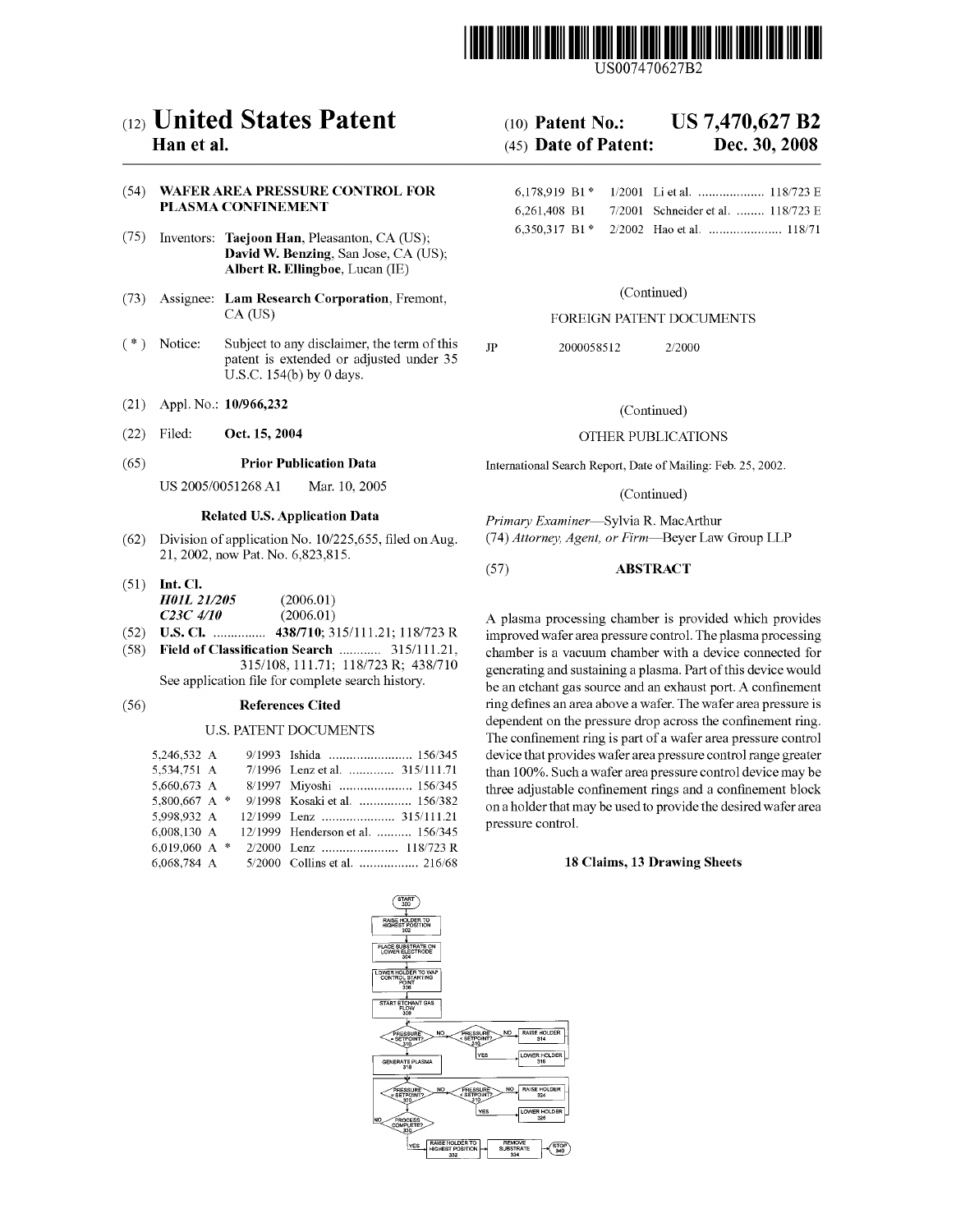US007470627B2

# (12) United States Patent
**Han et al.**

(10) **Patent No.: US 7,470,627 B2**

(45) **Date of Patent: Dec. 30, 2008**

(54) **WAFER AREA PRESSURE CONTROL FOR PLASMA CONFINEMENT**

(75) Inventors: **Taejoon Han**, Pleasanton, CA (US); **David W. Benzing**, San Jose, CA (US); **Albert R. Ellingboe**, Lucan (IE)

(73) Assignee: **Lam Research Corporation**, Fremont, CA (US)

( * ) Notice: Subject to any disclaimer, the term of this patent is extended or adjusted under 35 U.S.C. 154(b) by 0 days.

(21) Appl. No.: **10/966,232**

(22) Filed: **Oct. 15, 2004**

(65) **Prior Publication Data**

US 2005/0051268 A1 Mar. 10, 2005

**Related U.S. Application Data**

(62) Division of application No. 10/225,655, filed on Aug. 21, 2002, now Pat. No. 6,823,815.

(51) **Int. Cl.**
*H01L 21/205* (2006.01)
*C23C 4/10* (2006.01)

(52) **U.S. Cl.** ............... **438/710**; 315/111.21; 118/723 R

(58) **Field of Classification Search** ............ 315/111.21, 315/108, 111.71; 118/723 R; 438/710
See application file for complete search history.

(56) **References Cited**

U.S. PATENT DOCUMENTS

| | | | |
|---|---|---|---|
| 5,246,532 A | 9/1993 | Ishida | 156/345 |
| 5,534,751 A | 7/1996 | Lenz et al. | 315/111.71 |
| 5,660,673 A | 8/1997 | Miyoshi | 156/345 |
| 5,800,667 A * | 9/1998 | Kosaki et al. | 156/382 |
| 5,998,932 A | 12/1999 | Lenz | 315/111.21 |
| 6,008,130 A | 12/1999 | Henderson et al. | 156/345 |
| 6,019,060 A * | 2/2000 | Lenz | 118/723 R |
| 6,068,784 A | 5/2000 | Collins et al. | 216/68 |
| 6,178,919 B1 * | 1/2001 | Li et al. | 118/723 E |
| 6,261,408 B1 | 7/2001 | Schneider et al. | 118/723 E |
| 6,350,317 B1 * | 2/2002 | Hao et al. | 118/71 |

(Continued)

FOREIGN PATENT DOCUMENTS

| | | |
|---|---|---|
| JP | 2000058512 | 2/2000 |

(Continued)

OTHER PUBLICATIONS

International Search Report, Date of Mailing: Feb. 25, 2002.

(Continued)

*Primary Examiner*—Sylvia R. MacArthur
(74) *Attorney, Agent, or Firm*—Beyer Law Group LLP

(57) **ABSTRACT**

A plasma processing chamber is provided which provides improved wafer area pressure control. The plasma processing chamber is a vacuum chamber with a device connected for generating and sustaining a plasma. Part of this device would be an etchant gas source and an exhaust port. A confinement ring defines an area above a wafer. The wafer area pressure is dependent on the pressure drop across the confinement ring. The confinement ring is part of a wafer area pressure control device that provides wafer area pressure control range greater than 100%. Such a wafer area pressure control device may be three adjustable confinement rings and a confinement block on a holder that may be used to provide the desired wafer area pressure control.

**18 Claims, 13 Drawing Sheets**

START 300
RAISE HOLDER TO HIGHEST POSITION 302
PLACE SUBSTRATE ON LOWER ELECTRODE 304
LOWER HOLDER TO WAP CONTROL STARTING POINT 306
START ETCHANT GAS FLOW 308
PRESSURE = SETPOINT? 310
NO
PRESSURE < SETPOINT? 312
NO
RAISE HOLDER 314
YES
LOWER HOLDER 316
GENERATE PLASMA 318
PRESSURE = SETPOINT? 320
NO
PRESSURE < SETPOINT? 322
NO
RAISE HOLDER 324
YES
LOWER HOLDER 326
NO
PROCESS COMPLETE? 330
YES
RAISE HOLDER TO HIGHEST POSITION 332
REMOVE SUBSTRATE 334
STOP 340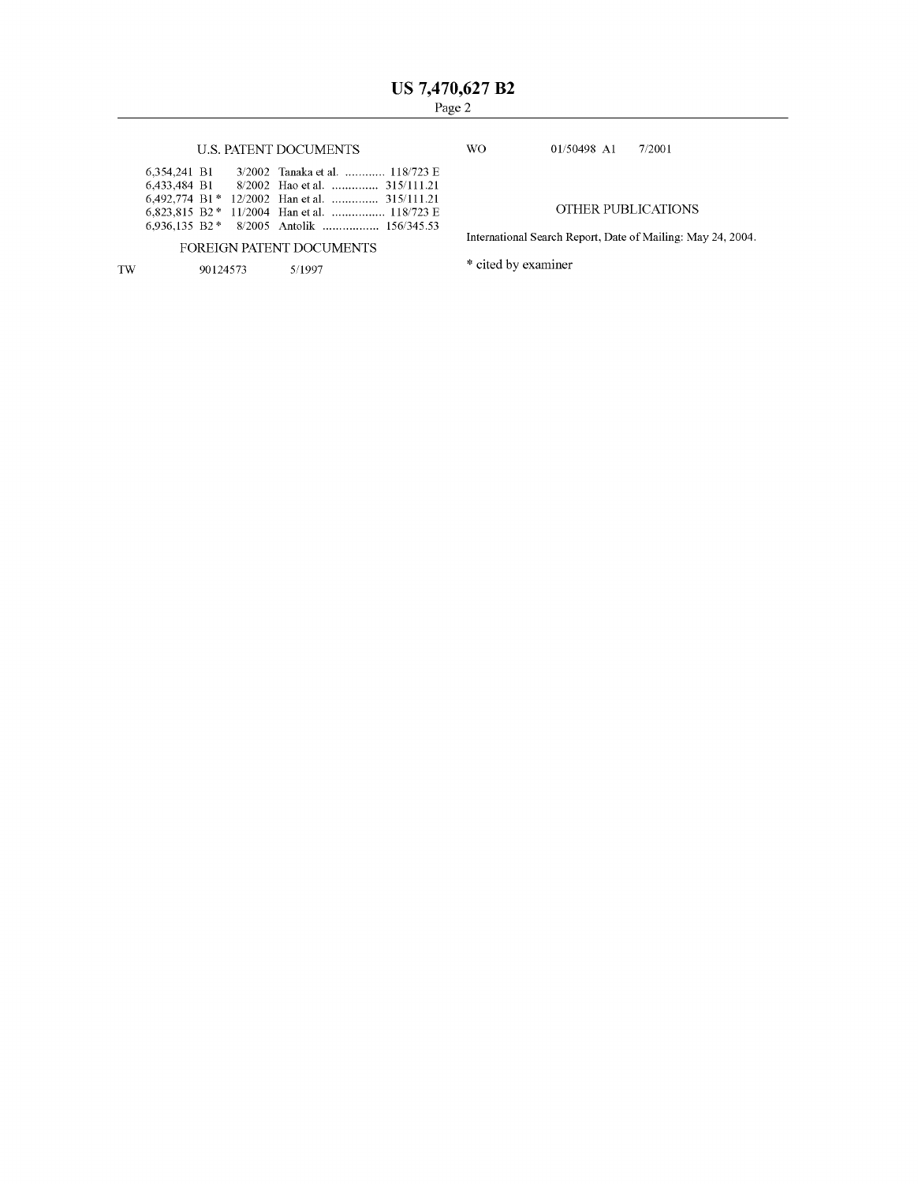## U.S. PATENT DOCUMENTS

| | | | |
|---|---|---|---|
| 6,354,241 B1 | 3/2002 | Tanaka et al. | 118/723 E |
| 6,433,484 B1 | 8/2002 | Hao et al. | 315/111.21 |
| 6,492,774 B1 * | 12/2002 | Han et al. | 315/111.21 |
| 6,823,815 B2 * | 11/2004 | Han et al. | 118/723 E |
| 6,936,135 B2 * | 8/2005 | Antolik | 156/345.53 |

## FOREIGN PATENT DOCUMENTS

| | | |
|---|---|---|
| TW | 90124573 | 5/1997 |
| WO | 01/50498 A1 | 7/2001 |

## OTHER PUBLICATIONS

International Search Report, Date of Mailing: May 24, 2004.

* cited by examiner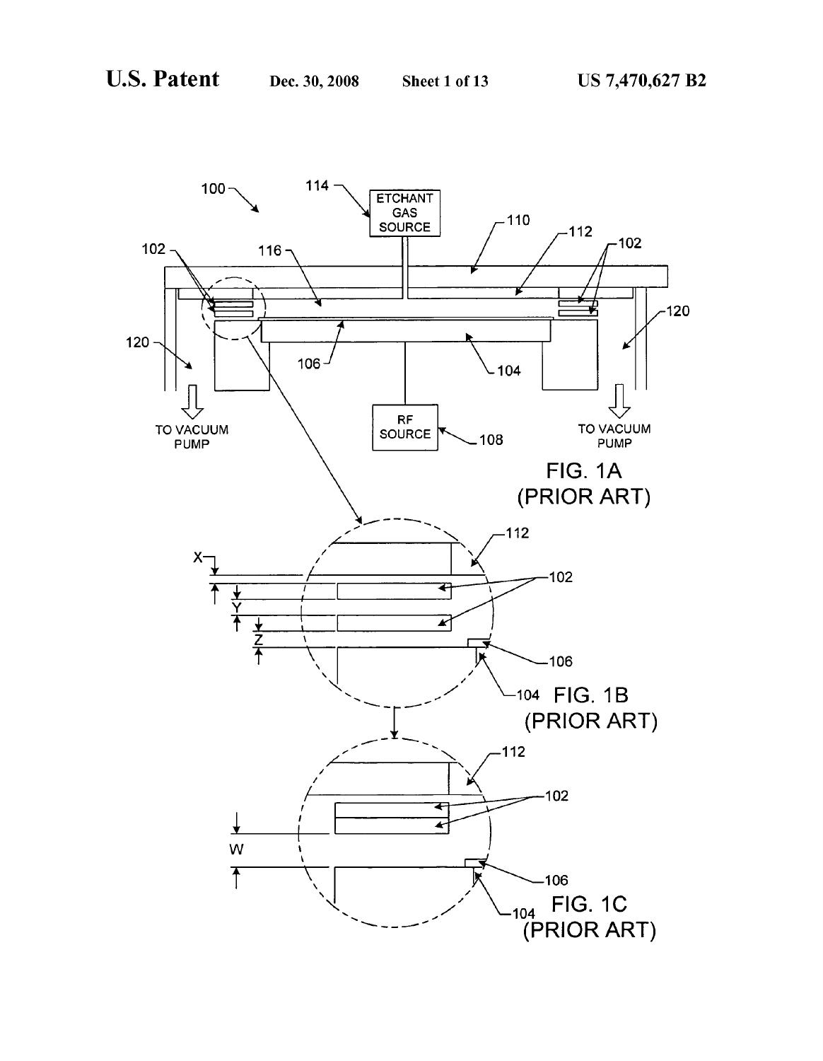FIG. 1A
(PRIOR ART)

FIG. 1B
(PRIOR ART)

FIG. 1C
(PRIOR ART)

100
114
ETCHANT GAS SOURCE
110
112
102
116
120
106
104
TO VACUUM PUMP
RF SOURCE
108

X
Y
Z
W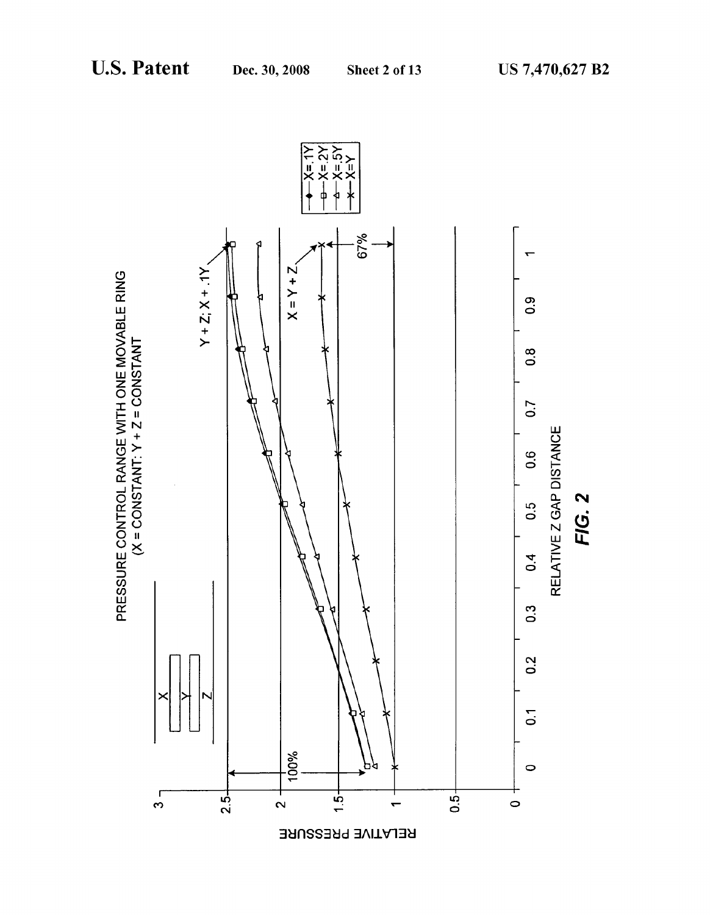PRESSURE CONTROL RANGE WITH ONE MOVABLE RING
(X = CONSTANT: Y + Z = CONSTANT

X
Y
Z

Y + Z; X + .1Y

X = Y + Z

100%

67%

3
2.5
2
1.5
1
0.5
0

RELATIVE PRESSURE

0
0.1
0.2
0.3
0.4
0.5
0.6
0.7
0.8
0.9
1

RELATIVE Z GAP DISTANCE

X=.1Y
X=.2Y
X=.5Y
X=Y

*FIG. 2*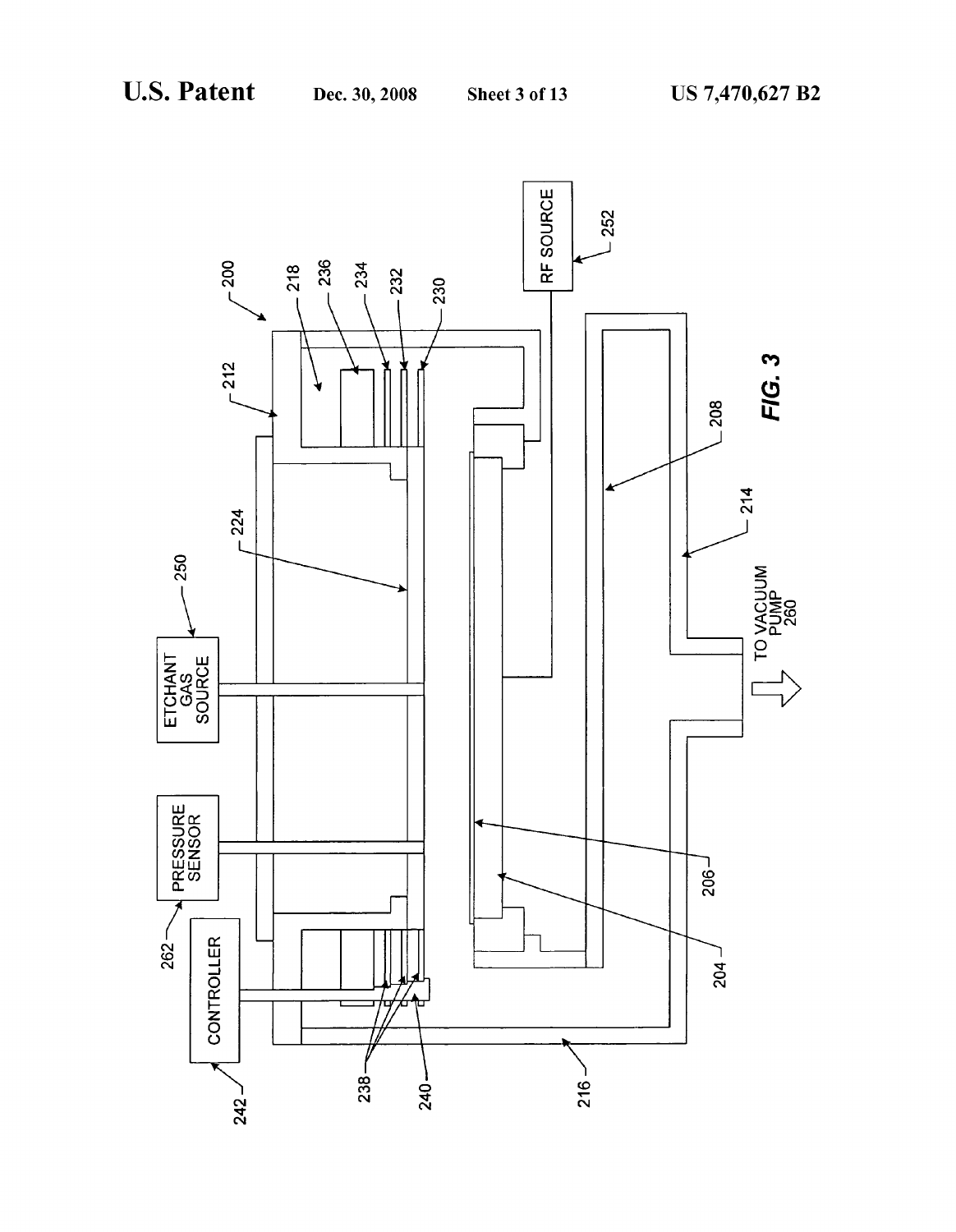ETCHANT GAS SOURCE
250
PRESSURE SENSOR
262
CONTROLLER
242
RF SOURCE
252
200
218
236
234
232
230
212
224
208
214
TO VACUUM PUMP 260
206
204
238
240
216

FIG. 3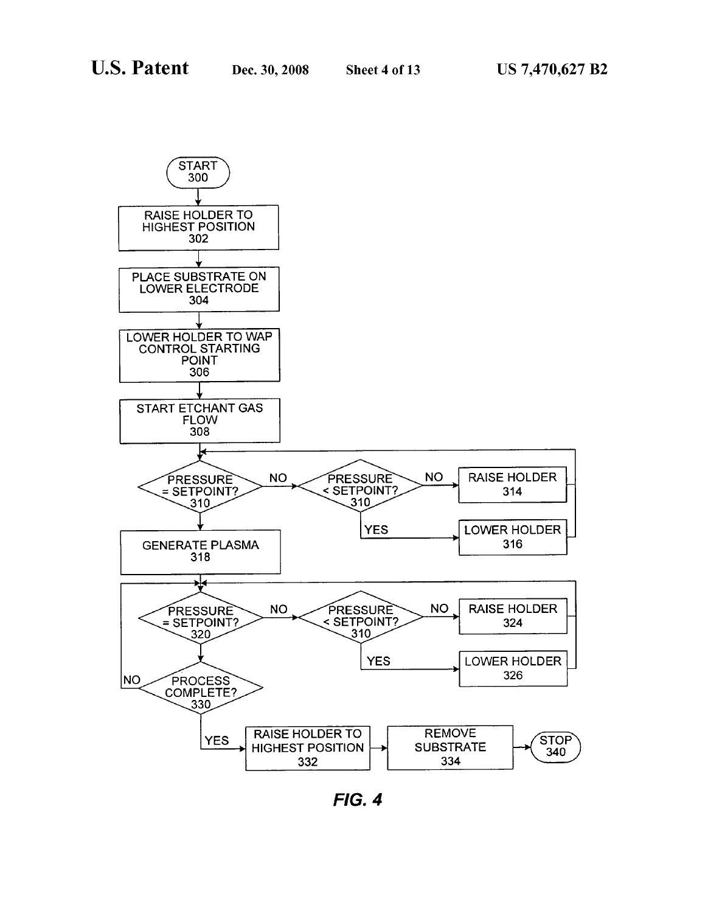START 300

RAISE HOLDER TO HIGHEST POSITION 302

PLACE SUBSTRATE ON LOWER ELECTRODE 304

LOWER HOLDER TO WAP CONTROL STARTING POINT 306

START ETCHANT GAS FLOW 308

PRESSURE = SETPOINT? 310

- NO → PRESSURE < SETPOINT? 310
  - NO → RAISE HOLDER 314
  - YES → LOWER HOLDER 316

GENERATE PLASMA 318

PRESSURE = SETPOINT? 320

- NO → PRESSURE < SETPOINT? 310
  - NO → RAISE HOLDER 324
  - YES → LOWER HOLDER 326

PROCESS COMPLETE? 330

- NO
- YES → RAISE HOLDER TO HIGHEST POSITION 332 → REMOVE SUBSTRATE 334 → STOP 340

*FIG. 4*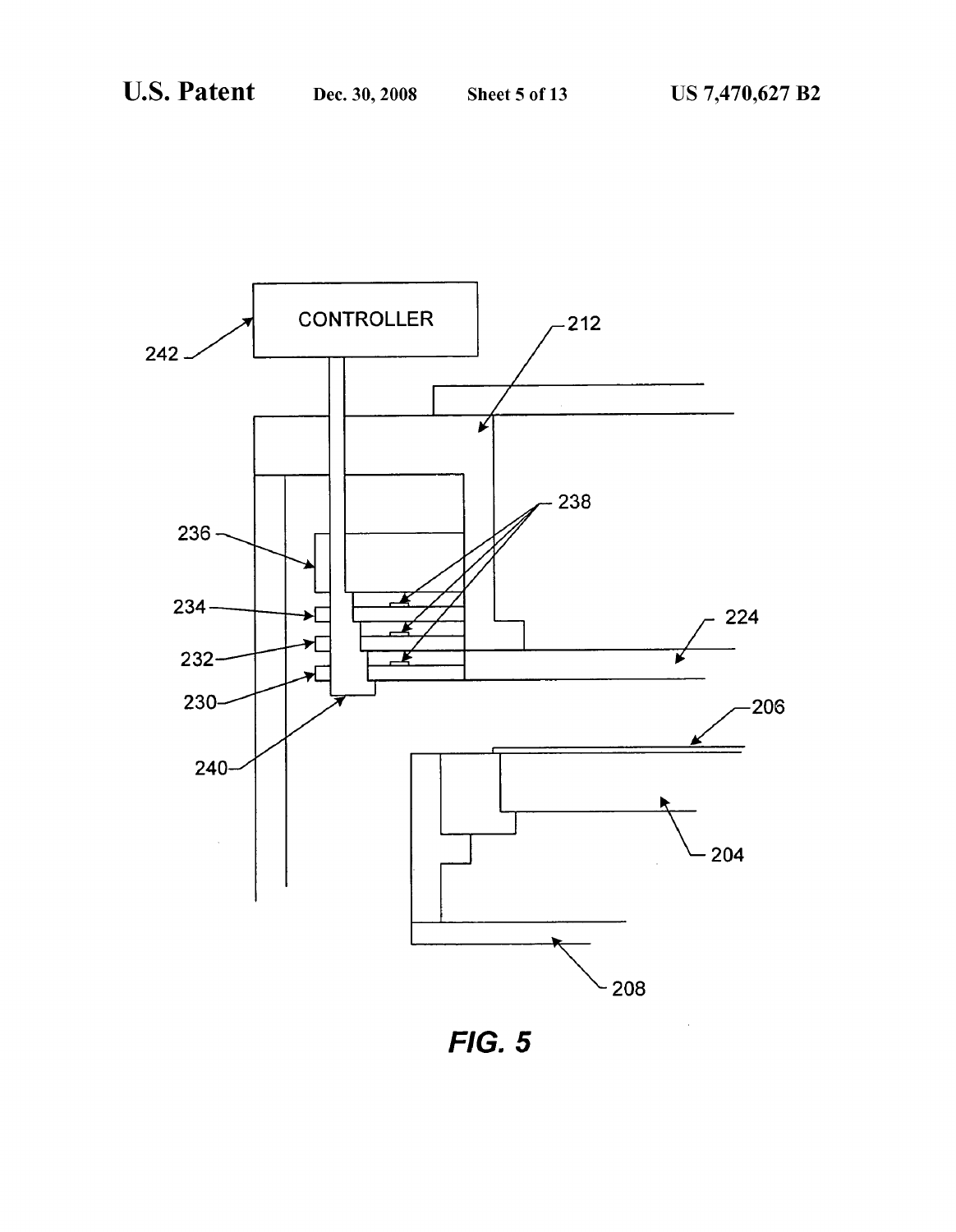CONTROLLER

242

212

238

236

234

224

232

230

206

240

204

208

*FIG. 5*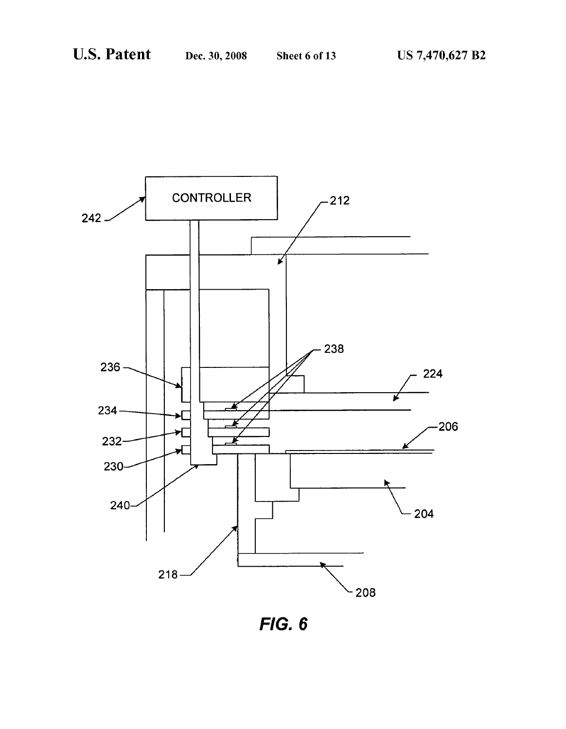CONTROLLER

242

212

238

236

224

234

206

232

230

240

204

218

208

*FIG. 6*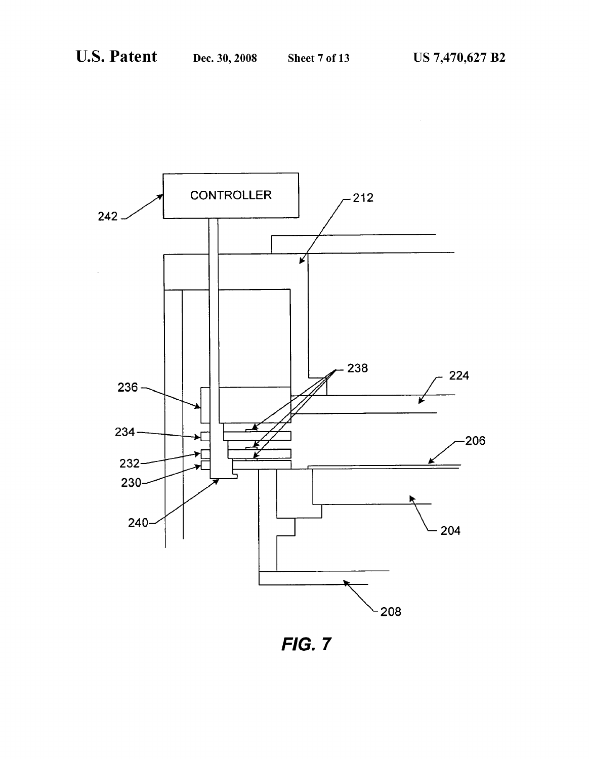CONTROLLER

242

212

238

224

236

234

206

232

230

240

204

208

*FIG. 7*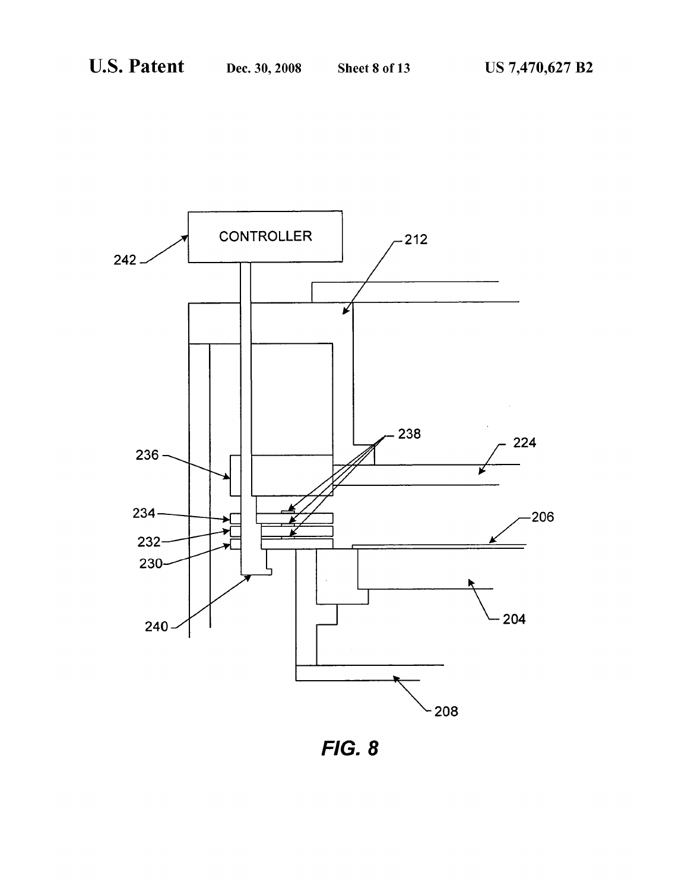CONTROLLER

242

212

238

224

236

234

206

232

230

204

240

208

FIG. 8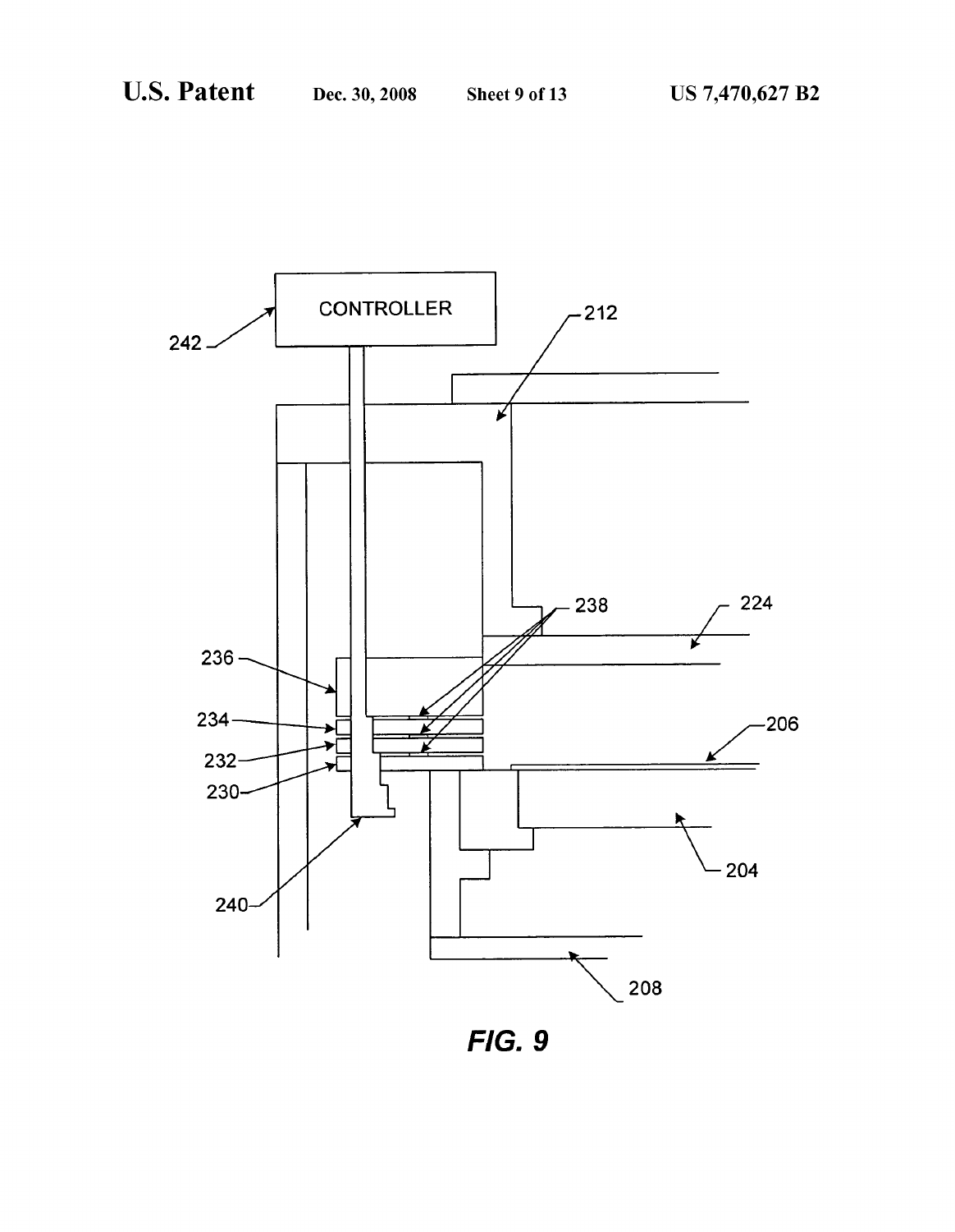CONTROLLER

242

212

238

224

236

234

206

232

230

204

240

208

FIG. 9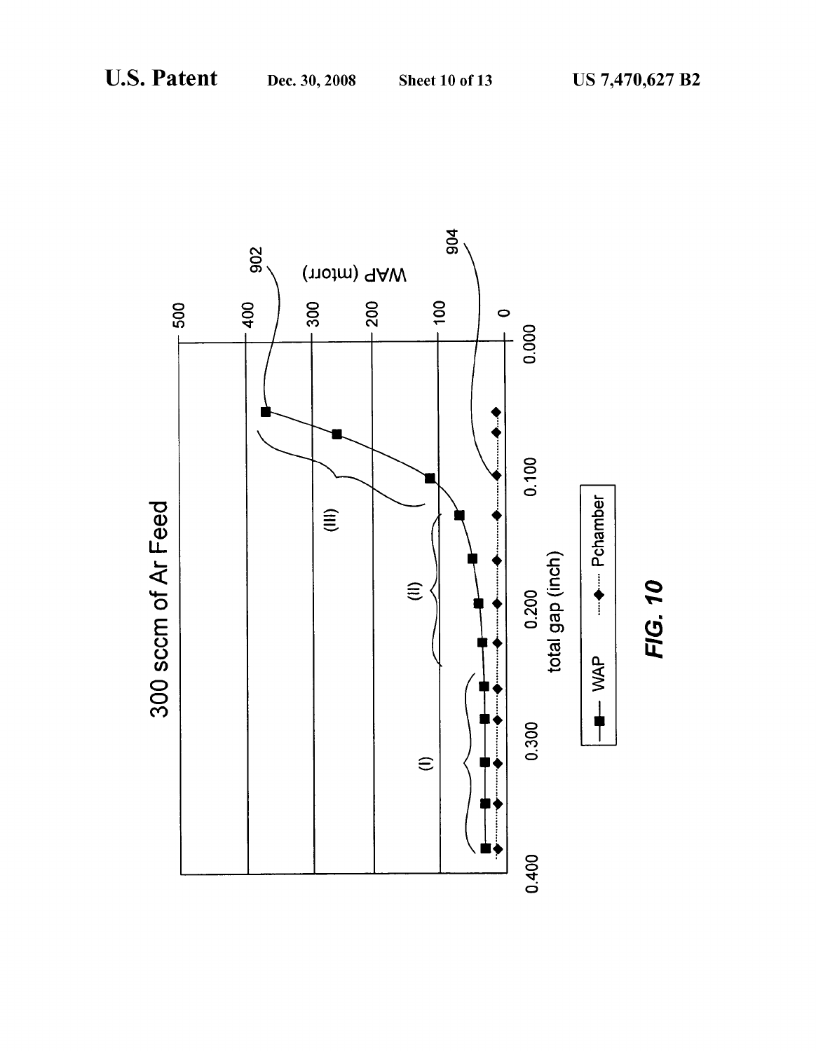300 sccm of Ar Feed

WAP (mtorr)

500
400
300
200
100
0

902

904

(III)

(II)

(I)

0.400
0.300
0.200
0.100
0.000

total gap (inch)

WAP
Pchamber

FIG. 10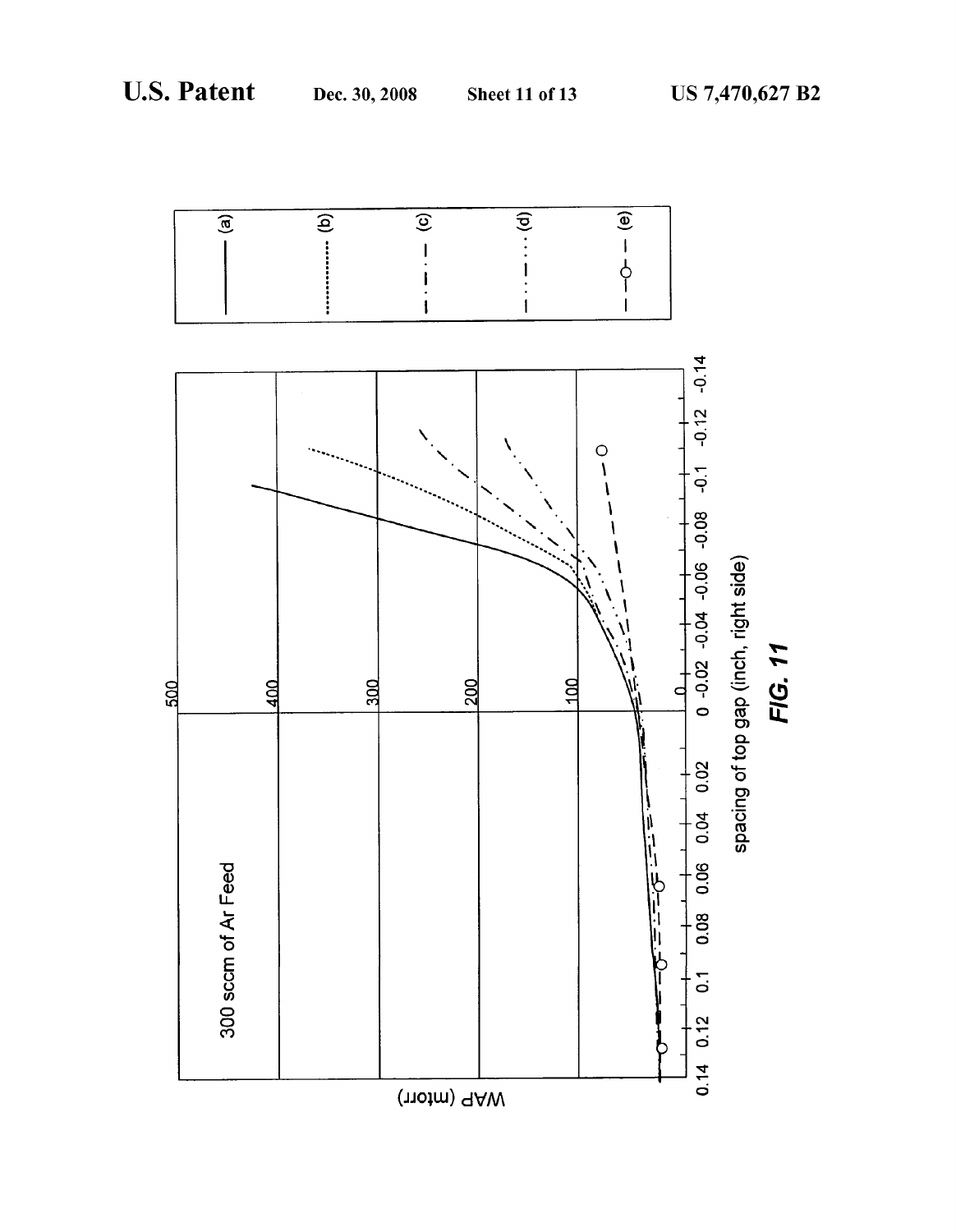300 sccm of Ar Feed

WAP (mtorr)

500
400
300
200
100
0

0.14 0.12 0.1 0.08 0.06 0.04 0.02 0 -0.02 -0.04 -0.06 -0.08 -0.1 -0.12 -0.14

spacing of top gap (inch, right side)

(a)
(b)
(c)
(d)
(e)

FIG. 11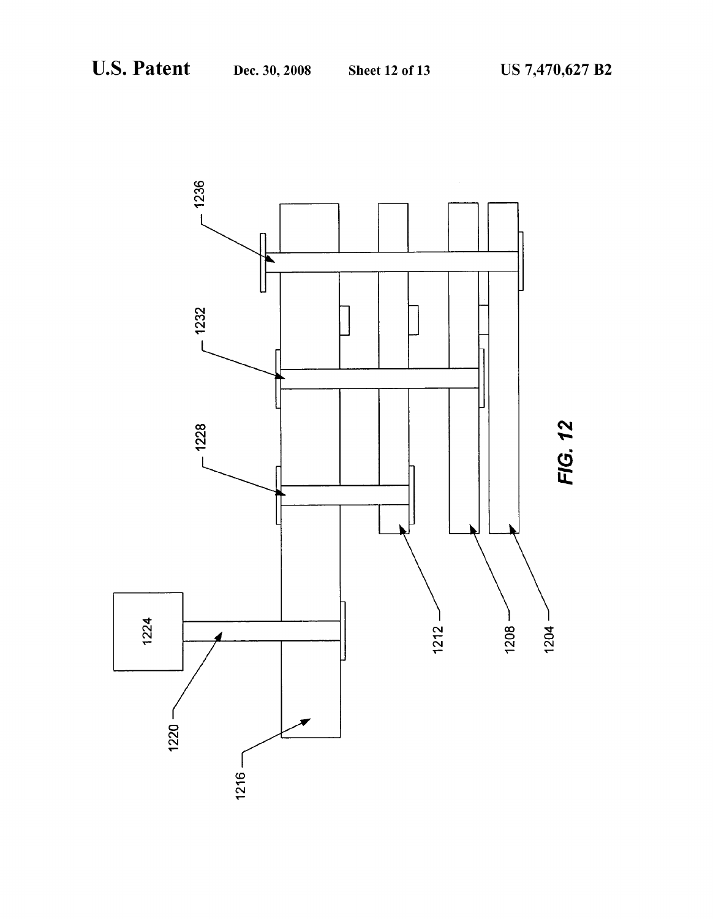1236

1232

1228

1224

1220

1216

1212

1208

1204

FIG. 12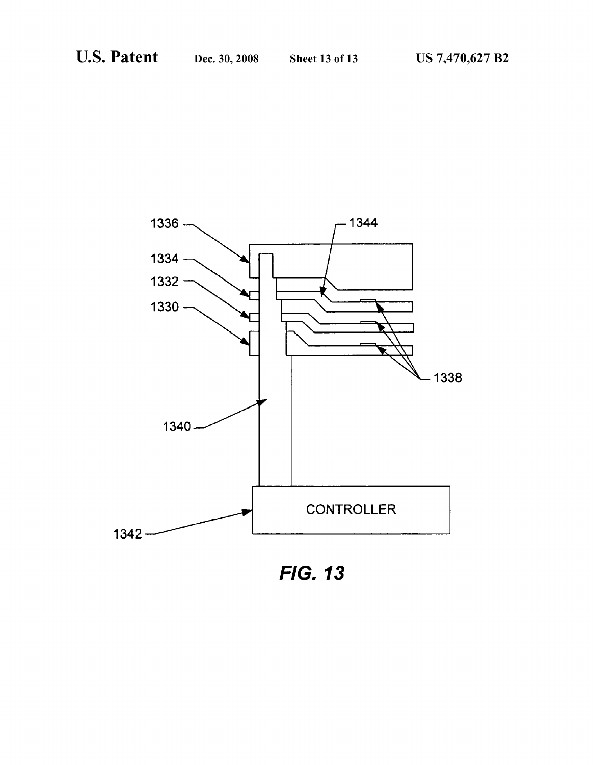1336

1344

1334

1332

1330

1338

1340

CONTROLLER

1342

*FIG. 13*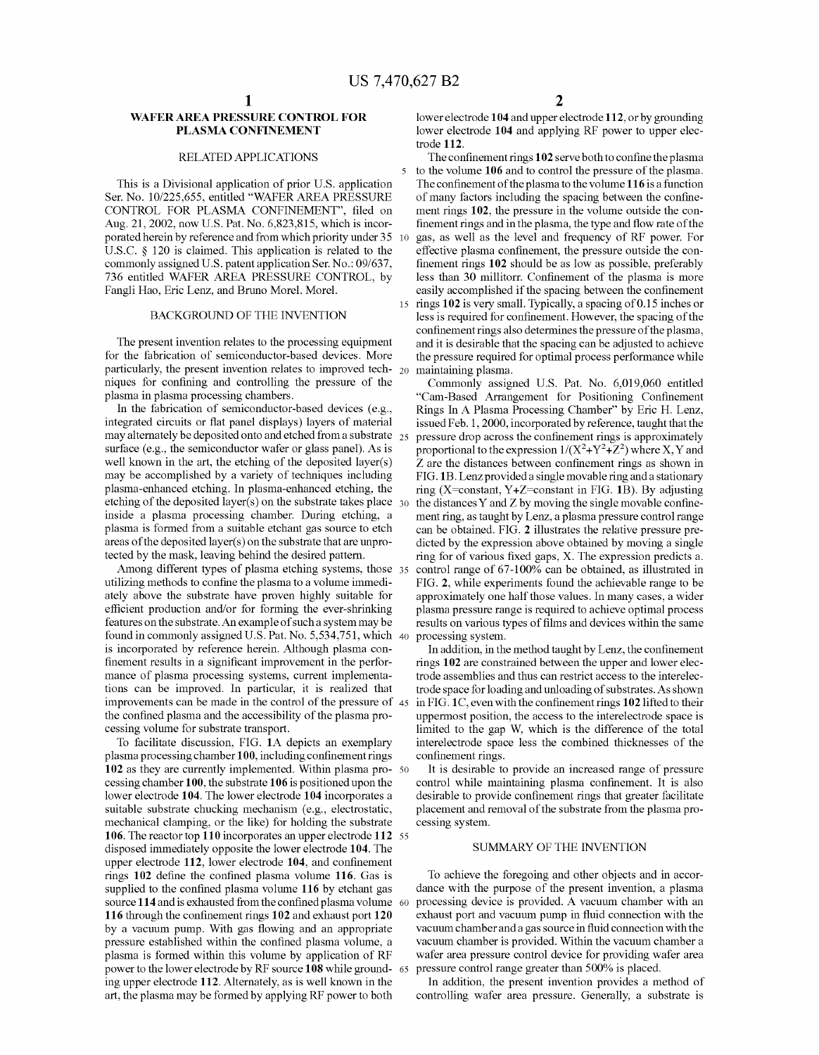# WAFER AREA PRESSURE CONTROL FOR PLASMA CONFINEMENT

## RELATED APPLICATIONS

This is a Divisional application of prior U.S. application Ser. No. 10/225,655, entitled "WAFER AREA PRESSURE CONTROL FOR PLASMA CONFINEMENT", filed on Aug. 21, 2002, now U.S. Pat. No. 6,823,815, which is incorporated herein by reference and from which priority under 35 U.S.C. § 120 is claimed. This application is related to the commonly assigned U.S. patent application Ser. No.: 09/637,736 entitled WAFER AREA PRESSURE CONTROL, by Fangli Hao, Eric Lenz, and Bruno Morel. Morel.

## BACKGROUND OF THE INVENTION

The present invention relates to the processing equipment for the fabrication of semiconductor-based devices. More particularly, the present invention relates to improved techniques for confining and controlling the pressure of the plasma in plasma processing chambers.

In the fabrication of semiconductor-based devices (e.g., integrated circuits or flat panel displays) layers of material may alternately be deposited onto and etched from a substrate surface (e.g., the semiconductor wafer or glass panel). As is well known in the art, the etching of the deposited layer(s) may be accomplished by a variety of techniques including plasma-enhanced etching. In plasma-enhanced etching, the etching of the deposited layer(s) on the substrate takes place inside a plasma processing chamber. During etching, a plasma is formed from a suitable etchant gas source to etch areas of the deposited layer(s) on the substrate that are unprotected by the mask, leaving behind the desired pattern.

Among different types of plasma etching systems, those utilizing methods to confine the plasma to a volume immediately above the substrate have proven highly suitable for efficient production and/or for forming the ever-shrinking features on the substrate. An example of such a system may be found in commonly assigned U.S. Pat. No. 5,534,751, which is incorporated by reference herein. Although plasma confinement results in a significant improvement in the performance of plasma processing systems, current implementations can be improved. In particular, it is realized that improvements can be made in the control of the pressure of the confined plasma and the accessibility of the plasma processing volume for substrate transport.

To facilitate discussion, FIG. 1A depicts an exemplary plasma processing chamber **100**, including confinement rings **102** as they are currently implemented. Within plasma processing chamber **100**, the substrate **106** is positioned upon the lower electrode **104**. The lower electrode **104** incorporates a suitable substrate chucking mechanism (e.g., electrostatic, mechanical clamping, or the like) for holding the substrate **106**. The reactor top **110** incorporates an upper electrode **112** disposed immediately opposite the lower electrode **104**. The upper electrode **112**, lower electrode **104**, and confinement rings **102** define the confined plasma volume **116**. Gas is supplied to the confined plasma volume **116** by etchant gas source **114** and is exhausted from the confined plasma volume **116** through the confinement rings **102** and exhaust port **120** by a vacuum pump. With gas flowing and an appropriate pressure established within the confined plasma volume, a plasma is formed within this volume by application of RF power to the lower electrode by RF source **108** while grounding upper electrode **112**. Alternately, as is well known in the art, the plasma may be formed by applying RF power to both lower electrode **104** and upper electrode **112**, or by grounding lower electrode **104** and applying RF power to upper electrode **112**.

The confinement rings **102** serve both to confine the plasma to the volume **106** and to control the pressure of the plasma. The confinement of the plasma to the volume **116** is a function of many factors including the spacing between the confinement rings **102**, the pressure in the volume outside the confinement rings and in the plasma, the type and flow rate of the gas, as well as the level and frequency of RF power. For effective plasma confinement, the pressure outside the confinement rings **102** should be as low as possible, preferably less than 30 millitorr. Confinement of the plasma is more easily accomplished if the spacing between the confinement rings **102** is very small. Typically, a spacing of 0.15 inches or less is required for confinement. However, the spacing of the confinement rings also determines the pressure of the plasma, and it is desirable that the spacing can be adjusted to achieve the pressure required for optimal process performance while maintaining plasma.

Commonly assigned U.S. Pat. No. 6,019,060 entitled "Cam-Based Arrangement for Positioning Confinement Rings In A Plasma Processing Chamber" by Eric H. Lenz, issued Feb. 1, 2000, incorporated by reference, taught that the pressure drop across the confinement rings is approximately proportional to the expression $1/(X^2+Y^2+Z^2)$ where X, Y and Z are the distances between confinement rings as shown in FIG. 1B. Lenz provided a single movable ring and a stationary ring (X=constant, Y+Z=constant in FIG. 1B). By adjusting the distances Y and Z by moving the single movable confinement ring, as taught by Lenz, a plasma pressure control range can be obtained. FIG. 2 illustrates the relative pressure predicted by the expression above obtained by moving a single ring for of various fixed gaps, X. The expression predicts a control range of 67-100% can be obtained, as illustrated in FIG. 2, while experiments found the achievable range to be approximately one half those values. In many cases, a wider plasma pressure range is required to achieve optimal process results on various types of films and devices within the same processing system.

In addition, in the method taught by Lenz, the confinement rings **102** are constrained between the upper and lower electrode assemblies and thus can restrict access to the interelectrode space for loading and unloading of substrates. As shown in FIG. 1C, even with the confinement rings **102** lifted to their uppermost position, the access to the interelectrode space is limited to the gap W, which is the difference of the total interelectrode space less the combined thicknesses of the confinement rings.

It is desirable to provide an increased range of pressure control while maintaining plasma confinement. It is also desirable to provide confinement rings that greater facilitate placement and removal of the substrate from the plasma processing system.

## SUMMARY OF THE INVENTION

To achieve the foregoing and other objects and in accordance with the purpose of the present invention, a plasma processing device is provided. A vacuum chamber with an exhaust port and vacuum pump in fluid connection with the vacuum chamber and a gas source in fluid connection with the vacuum chamber is provided. Within the vacuum chamber a wafer area pressure control device for providing wafer area pressure control range greater than 500% is placed.

In addition, the present invention provides a method of controlling wafer area pressure. Generally, a substrate is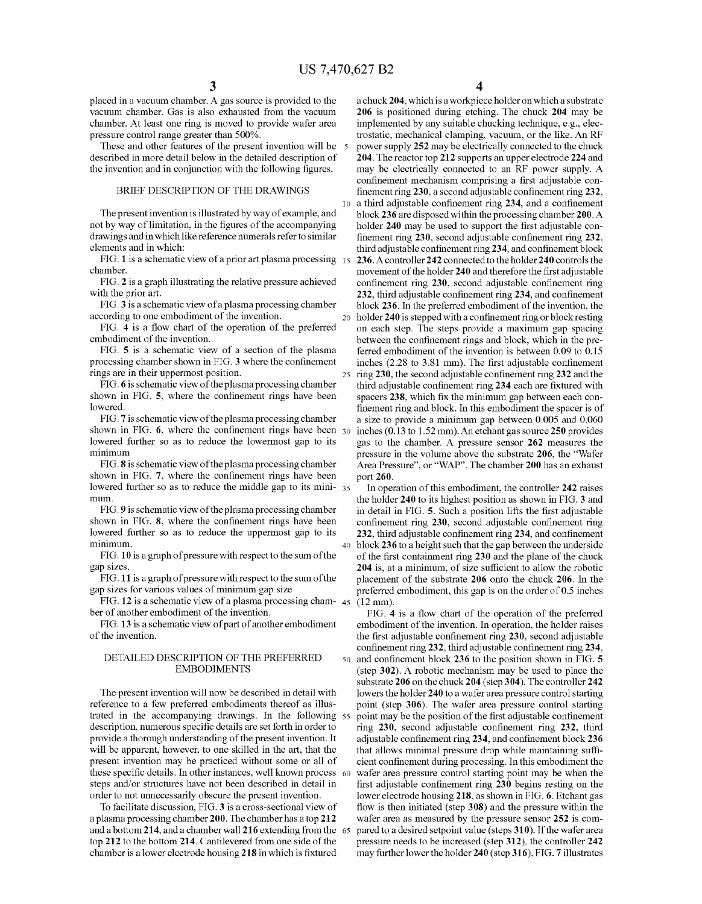placed in a vacuum chamber. A gas source is provided to the vacuum chamber. Gas is also exhausted from the vacuum chamber. At least one ring is moved to provide wafer area pressure control range greater than 500%.

These and other features of the present invention will be described in more detail below in the detailed description of the invention and in conjunction with the following figures.

## BRIEF DESCRIPTION OF THE DRAWINGS

The present invention is illustrated by way of example, and not by way of limitation, in the figures of the accompanying drawings and in which like reference numerals refer to similar elements and in which:

FIG. **1** is a schematic view of a prior art plasma processing chamber.

FIG. **2** is a graph illustrating the relative pressure achieved with the prior art.

FIG. **3** is a schematic view of a plasma processing chamber according to one embodiment of the invention.

FIG. **4** is a flow chart of the operation of the preferred embodiment of the invention.

FIG. **5** is a schematic view of a section of the plasma processing chamber shown in FIG. **3** where the confinement rings are in their uppermost position.

FIG. **6** is schematic view of the plasma processing chamber shown in FIG. **5**, where the confinement rings have been lowered.

FIG. **7** is schematic view of the plasma processing chamber shown in FIG. **6**, where the confinement rings have been lowered further so as to reduce the lowermost gap to its minimum

FIG. **8** is schematic view of the plasma processing chamber shown in FIG. **7**, where the confinement rings have been lowered further so as to reduce the middle gap to its minimum.

FIG. **9** is schematic view of the plasma processing chamber shown in FIG. **8**, where the confinement rings have been lowered further so as to reduce the uppermost gap to its minimum.

FIG. **10** is a graph of pressure with respect to the sum of the gap sizes.

FIG. **11** is a graph of pressure with respect to the sum of the gap sizes for various values of minimum gap size

FIG. **12** is a schematic view of a plasma processing chamber of another embodiment of the invention.

FIG. **13** is a schematic view of part of another embodiment of the invention.

## DETAILED DESCRIPTION OF THE PREFERRED EMBODIMENTS

The present invention will now be described in detail with reference to a few preferred embodiments thereof as illustrated in the accompanying drawings. In the following description, numerous specific details are set forth in order to provide a thorough understanding of the present invention. It will be apparent, however, to one skilled in the art, that the present invention may be practiced without some or all of these specific details. In other instances, well known process steps and/or structures have not been described in detail in order to not unnecessarily obscure the present invention.

To facilitate discussion, FIG. **3** is a cross-sectional view of a plasma processing chamber **200**. The chamber has a top **212** and a bottom **214**, and a chamber wall **216** extending from the top **212** to the bottom **214**. Cantilevered from one side of the chamber is a lower electrode housing **218** in which is fixtured a chuck **204**, which is a workpiece holder on which a substrate **206** is positioned during etching. The chuck **204** may be implemented by any suitable chucking technique, e.g., electrostatic, mechanical clamping, vacuum, or the like. An RF power supply **252** may be electrically connected to the chuck **204**. The reactor top **212** supports an upper electrode **224** and may be electrically connected to an RF power supply. A confinement mechanism comprising a first adjustable confinement ring **230**, a second adjustable confinement ring **232**, a third adjustable confinement ring **234**, and a confinement block **236** are disposed within the processing chamber **200**. A holder **240** may be used to support the first adjustable confinement ring **230**, second adjustable confinement ring **232**, third adjustable confinement ring **234**, and confinement block **236**. A controller **242** connected to the holder **240** controls the movement of the holder **240** and therefore the first adjustable confinement ring **230**, second adjustable confinement ring **232**, third adjustable confinement ring **234**, and confinement block **236**. In the preferred embodiment of the invention, the holder **240** is stepped with a confinement ring or block resting on each step. The steps provide a maximum gap spacing between the confinement rings and block, which in the preferred embodiment of the invention is between 0.09 to 0.15 inches (2.28 to 3.81 mm). The first adjustable confinement ring **230**, the second adjustable confinement ring **232** and the third adjustable confinement ring **234** each are fixtured with spacers **238**, which fix the minimum gap between each confinement ring and block. In this embodiment the spacer is of a size to provide a minimum gap between 0.005 and 0.060 inches (0.13 to 1.52 mm). An etchant gas source **250** provides gas to the chamber. A pressure sensor **262** measures the pressure in the volume above the substrate **206**, the "Wafer Area Pressure", or "WAP". The chamber **200** has an exhaust port **260**.

In operation of this embodiment, the controller **242** raises the holder **240** to its highest position as shown in FIG. **3** and in detail in FIG. **5**. Such a position lifts the first adjustable confinement ring **230**, second adjustable confinement ring **232**, third adjustable confinement ring **234**, and confinement block **236** to a height such that the gap between the underside of the first containment ring **230** and the plane of the chuck **204** is, at a minimum, of size sufficient to allow the robotic placement of the substrate **206** onto the chuck **206**. In the preferred embodiment, this gap is on the order of 0.5 inches (12 mm).

FIG. **4** is a flow chart of the operation of the preferred embodiment of the invention. In operation, the holder raises the first adjustable confinement ring **230**, second adjustable confinement ring **232**, third adjustable confinement ring **234**, and confinement block **236** to the position shown in FIG. **5** (step **302**). A robotic mechanism may be used to place the substrate **206** on the chuck **204** (step **304**). The controller **242** lowers the holder **240** to a wafer area pressure control starting point (step **306**). The wafer area pressure control starting point may be the position of the first adjustable confinement ring **230**, second adjustable confinement ring **232**, third adjustable confinement ring **234**, and confinement block **236** that allows minimal pressure drop while maintaining sufficient confinement during processing. In this embodiment the wafer area pressure control starting point may be when the first adjustable confinement ring **230** begins resting on the lower electrode housing **218**, as shown in FIG. **6**. Etchant gas flow is then initiated (step **308**) and the pressure within the wafer area as measured by the pressure sensor **252** is compared to a desired setpoint value (steps **310**). If the wafer area pressure needs to be increased (step **312**), the controller **242** may further lower the holder **240** (step **316**). FIG. **7** illustrates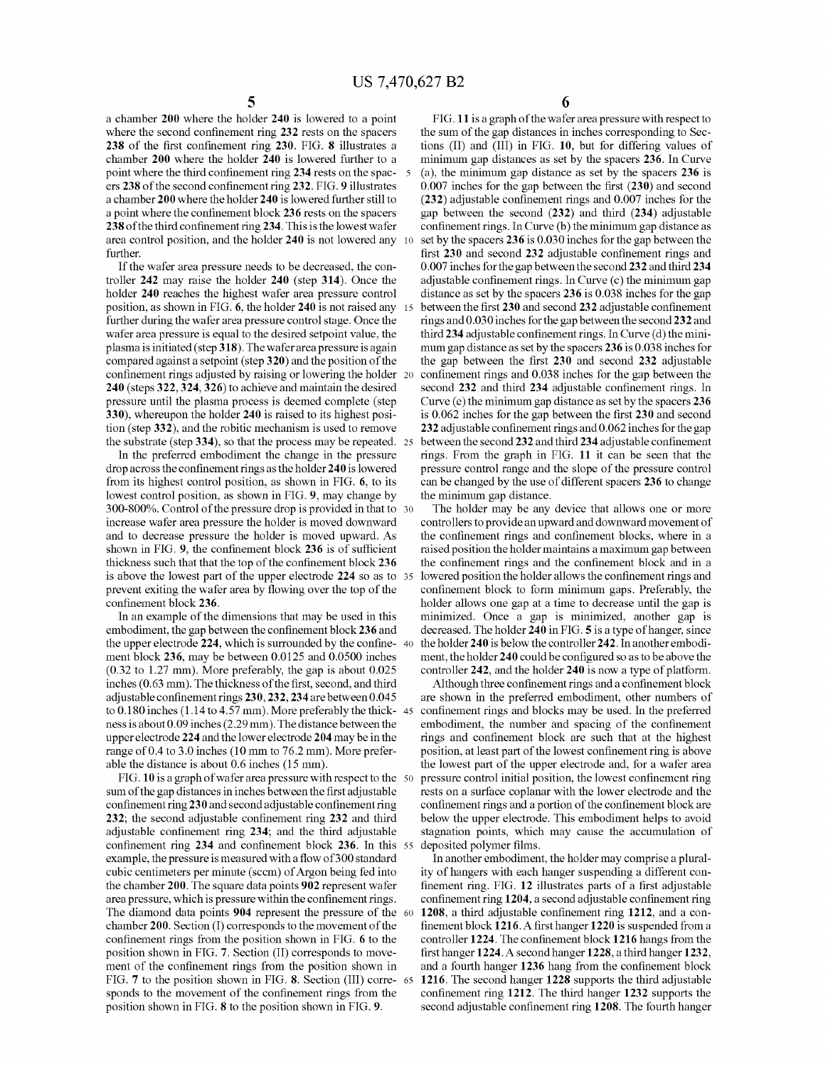a chamber 200 where the holder 240 is lowered to a point where the second confinement ring 232 rests on the spacers 238 of the first confinement ring 230. FIG. 8 illustrates a chamber 200 where the holder 240 is lowered further to a point where the third confinement ring 234 rests on the spacers 238 of the second confinement ring 232. FIG. 9 illustrates a chamber 200 where the holder 240 is lowered further still to a point where the confinement block 236 rests on the spacers 238 of the third confinement ring 234. This is the lowest wafer area control position, and the holder 240 is not lowered any further.

If the wafer area pressure needs to be decreased, the controller 242 may raise the holder 240 (step 314). Once the holder 240 reaches the highest wafer area pressure control position, as shown in FIG. 6, the holder 240 is not raised any further during the wafer area pressure control stage. Once the wafer area pressure is equal to the desired setpoint value, the plasma is initiated (step 318). The wafer area pressure is again compared against a setpoint (step 320) and the position of the confinement rings adjusted by raising or lowering the holder 240 (steps 322, 324, 326) to achieve and maintain the desired pressure until the plasma process is deemed complete (step 330), whereupon the holder 240 is raised to its highest position (step 332), and the robitic mechanism is used to remove the substrate (step 334), so that the process may be repeated.

In the preferred embodiment the change in the pressure drop across the confinement rings as the holder 240 is lowered from its highest control position, as shown in FIG. 6, to its lowest control position, as shown in FIG. 9, may change by 300-800%. Control of the pressure drop is provided in that to increase wafer area pressure the holder is moved downward and to decrease pressure the holder is moved upward. As shown in FIG. 9, the confinement block 236 is of sufficient thickness such that that the top of the confinement block 236 is above the lowest part of the upper electrode 224 so as to prevent exiting the wafer area by flowing over the top of the confinement block 236.

In an example of the dimensions that may be used in this embodiment, the gap between the confinement block 236 and the upper electrode 224, which is surrounded by the confinement block 236, may be between 0.0125 and 0.0500 inches (0.32 to 1.27 mm). More preferably, the gap is about 0.025 inches (0.63 mm). The thickness of the first, second, and third adjustable confinement rings 230, 232, 234 are between 0.045 to 0.180 inches (1.14 to 4.57 mm). More preferably the thickness is about 0.09 inches (2.29 mm). The distance between the upper electrode 224 and the lower electrode 204 may be in the range of 0.4 to 3.0 inches (10 mm to 76.2 mm). More preferable the distance is about 0.6 inches (15 mm).

FIG. 10 is a graph of wafer area pressure with respect to the sum of the gap distances in inches between the first adjustable confinement ring 230 and second adjustable confinement ring 232; the second adjustable confinement ring 232 and third adjustable confinement ring 234; and the third adjustable confinement ring 234 and confinement block 236. In this example, the pressure is measured with a flow of 300 standard cubic centimeters per minute (sccm) of Argon being fed into the chamber 200. The square data points 902 represent wafer area pressure, which is pressure within the confinement rings. The diamond data points 904 represent the pressure of the chamber 200. Section (I) corresponds to the movement of the confinement rings from the position shown in FIG. 6 to the position shown in FIG. 7. Section (II) corresponds to movement of the confinement rings from the position shown in FIG. 7 to the position shown in FIG. 8. Section (III) corresponds to the movement of the confinement rings from the position shown in FIG. 8 to the position shown in FIG. 9.

FIG. 11 is a graph of the wafer area pressure with respect to the sum of the gap distances in inches corresponding to Sections (II) and (III) in FIG. 10, but for differing values of minimum gap distances as set by the spacers 236. In Curve (a), the minimum gap distance as set by the spacers 236 is 0.007 inches for the gap between the first (230) and second (232) adjustable confinement rings and 0.007 inches for the gap between the second (232) and third (234) adjustable confinement rings. In Curve (b) the minimum gap distance as set by the spacers 236 is 0.030 inches for the gap between the first 230 and second 232 adjustable confinement rings and 0.007 inches for the gap between the second 232 and third 234 adjustable confinement rings. In Curve (c) the minimum gap distance as set by the spacers 236 is 0.038 inches for the gap between the first 230 and second 232 adjustable confinement rings and 0.030 inches for the gap between the second 232 and third 234 adjustable confinement rings. In Curve (d) the minimum gap distance as set by the spacers 236 is 0.038 inches for the gap between the first 230 and second 232 adjustable confinement rings and 0.038 inches for the gap between the second 232 and third 234 adjustable confinement rings. In Curve (e) the minimum gap distance as set by the spacers 236 is 0.062 inches for the gap between the first 230 and second 232 adjustable confinement rings and 0.062 inches for the gap between the second 232 and third 234 adjustable confinement rings. From the graph in FIG. 11 it can be seen that the pressure control range and the slope of the pressure control can be changed by the use of different spacers 236 to change the minimum gap distance.

The holder may be any device that allows one or more controllers to provide an upward and downward movement of the confinement rings and confinement blocks, where in a raised position the holder maintains a maximum gap between the confinement rings and the confinement block and in a lowered position the holder allows the confinement rings and confinement block to form minimum gaps. Preferably, the holder allows one gap at a time to decrease until the gap is minimized. Once a gap is minimized, another gap is decreased. The holder 240 in FIG. 5 is a type of hanger, since the holder 240 is below the controller 242. In another embodiment, the holder 240 could be configured so as to be above the controller 242, and the holder 240 is now a type of platform.

Although three confinement rings and a confinement block are shown in the preferred embodiment, other numbers of confinement rings and blocks may be used. In the preferred embodiment, the number and spacing of the confinement rings and confinement block are such that at the highest position, at least part of the lowest confinement ring is above the lowest part of the upper electrode and, for a wafer area pressure control initial position, the lowest confinement ring rests on a surface coplanar with the lower electrode and the confinement rings and a portion of the confinement block are below the upper electrode. This embodiment helps to avoid stagnation points, which may cause the accumulation of deposited polymer films.

In another embodiment, the holder may comprise a plurality of hangers with each hanger suspending a different confinement ring. FIG. 12 illustrates parts of a first adjustable confinement ring 1204, a second adjustable confinement ring 1208, a third adjustable confinement ring 1212, and a confinement block 1216. A first hanger 1220 is suspended from a controller 1224. The confinement block 1216 hangs from the first hanger 1224. A second hanger 1228, a third hanger 1232, and a fourth hanger 1236 hang from the confinement block 1216. The second hanger 1228 supports the third adjustable confinement ring 1212. The third hanger 1232 supports the second adjustable confinement ring 1208. The fourth hanger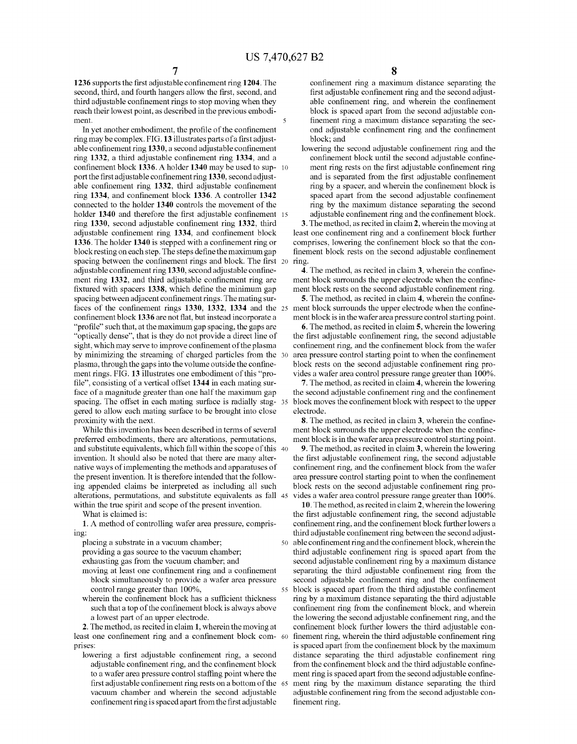1236 supports the first adjustable confinement ring 1204. The second, third, and fourth hangers allow the first, second, and third adjustable confinement rings to stop moving when they reach their lowest point, as described in the previous embodiment.

In yet another embodiment, the profile of the confinement ring may be complex. FIG. 13 illustrates parts of a first adjustable confinement ring 1330, a second adjustable confinement ring 1332, a third adjustable confinement ring 1334, and a confinement block 1336. A holder 1340 may be used to support the first adjustable confinement ring 1330, second adjustable confinement ring 1332, third adjustable confinement ring 1334, and confinement block 1336. A controller 1342 connected to the holder 1340 controls the movement of the holder 1340 and therefore the first adjustable confinement ring 1330, second adjustable confinement ring 1332, third adjustable confinement ring 1334, and confinement block 1336. The holder 1340 is stepped with a confinement ring or block resting on each step. The steps define the maximum gap spacing between the confinement rings and block. The first adjustable confinement ring 1330, second adjustable confinement ring 1332, and third adjustable confinement ring are fixtured with spacers 1338, which define the minimum gap spacing between adjacent confinement rings. The mating surfaces of the confinement rings 1330, 1332, 1334 and the confinement block 1336 are not flat, but instead incorporate a "profile" such that, at the maximum gap spacing, the gaps are "optically dense", that is they do not provide a direct line of sight, which may serve to improve confinement of the plasma by minimizing the streaming of charged particles from the plasma, through the gaps into the volume outside the confinement rings. FIG. 13 illustrates one embodiment of this "profile", consisting of a vertical offset 1344 in each mating surface of a magnitude greater than one half the maximum gap spacing. The offset in each mating surface is radially staggered to allow each mating surface to be brought into close proximity with the next.

While this invention has been described in terms of several preferred embodiments, there are alterations, permutations, and substitute equivalents, which fall within the scope of this invention. It should also be noted that there are many alternative ways of implementing the methods and apparatuses of the present invention. It is therefore intended that the following appended claims be interpreted as including all such alterations, permutations, and substitute equivalents as fall within the true spirit and scope of the present invention.

What is claimed is:

1. A method of controlling wafer area pressure, comprising:
   - placing a substrate in a vacuum chamber;
   - providing a gas source to the vacuum chamber;
   - exhausting gas from the vacuum chamber; and
   - moving at least one confinement ring and a confinement block simultaneously to provide a wafer area pressure control range greater than 100%,
   - wherein the confinement block has a sufficient thickness such that a top of the confinement block is always above a lowest part of an upper electrode.

2. The method, as recited in claim 1, wherein the moving at least one confinement ring and a confinement block comprises:
   - lowering a first adjustable confinement ring, a second adjustable confinement ring, and the confinement block to a wafer area pressure control staffing point where the first adjustable confinement ring rests on a bottom of the vacuum chamber and wherein the second adjustable confinement ring is spaced apart from the first adjustable confinement ring a maximum distance separating the first adjustable confinement ring and the second adjustable confinement ring, and wherein the confinement block is spaced apart from the second adjustable confinement ring a maximum distance separating the second adjustable confinement ring and the confinement block; and
   - lowering the second adjustable confinement ring and the confinement block until the second adjustable confinement ring rests on the first adjustable confinement ring and is separated from the first adjustable confinement ring by a spacer, and wherein the confinement block is spaced apart from the second adjustable confinement ring by the maximum distance separating the second adjustable confinement ring and the confinement block.

3. The method, as recited in claim 2, wherein the moving at least one confinement ring and a confinement block further comprises, lowering the confinement block so that the confinement block rests on the second adjustable confinement ring.

4. The method, as recited in claim 3, wherein the confinement block surrounds the upper electrode when the confinement block rests on the second adjustable confinement ring.

5. The method, as recited in claim 4, wherein the confinement block surrounds the upper electrode when the confinement block is in the wafer area pressure control starting point.

6. The method, as recited in claim 5, wherein the lowering the first adjustable confinement ring, the second adjustable confinement ring, and the confinement block from the wafer area pressure control starting point to when the confinement block rests on the second adjustable confinement ring provides a wafer area control pressure range greater than 100%.

7. The method, as recited in claim 4, wherein the lowering the second adjustable confinement ring and the confinement block moves the confinement block with respect to the upper electrode.

8. The method, as recited in claim 3, wherein the confinement block surrounds the upper electrode when the confinement block is in the wafer area pressure control starting point.

9. The method, as recited in claim 3, wherein the lowering the first adjustable confinement ring, the second adjustable confinement ring, and the confinement block from the wafer area pressure control starting point to when the confinement block rests on the second adjustable confinement ring provides a wafer area control pressure range greater than 100%.

10. The method, as recited in claim 2, wherein the lowering the first adjustable confinement ring, the second adjustable confinement ring, and the confinement block further lowers a third adjustable confinement ring between the second adjustable confinement ring and the confinement block, wherein the third adjustable confinement ring is spaced apart from the second adjustable confinement ring by a maximum distance separating the third adjustable confinement ring from the second adjustable confinement ring and the confinement block is spaced apart from the third adjustable confinement ring by a maximum distance separating the third adjustable confinement ring from the confinement block, and wherein the lowering the second adjustable confinement ring, and the confinement block further lowers the third adjustable confinement ring, wherein the third adjustable confinement ring is spaced apart from the confinement block by the maximum distance separating the third adjustable confinement ring from the confinement block and the third adjustable confinement ring is spaced apart from the second adjustable confinement ring by the maximum distance separating the third adjustable confinement ring from the second adjustable confinement ring.